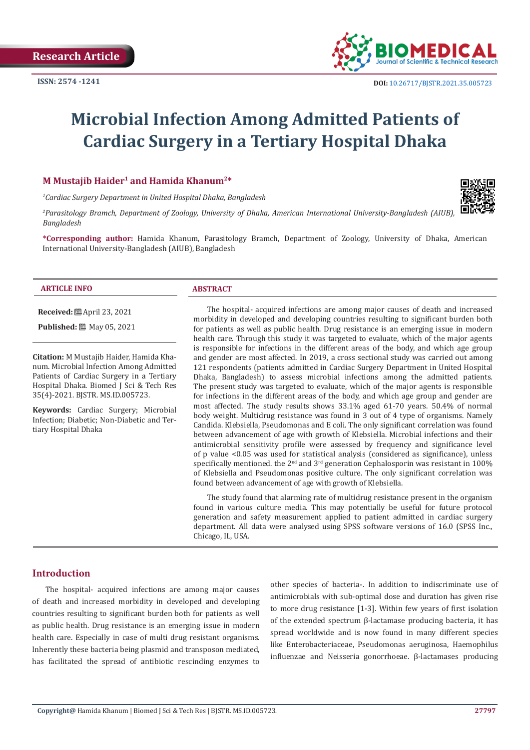Research Article

ISSN: 2574 -1241

DOI: 10.26717/BJSTR.2021.35.005723

# Microbial Infection Among Admitted Patients of Cardiac Surgery in a Tertiary Hospital Dhaka

**M Mustajib Haider[1] and Hamida Khanum[2]***

[1]*Cardiac Surgery Department in United Hospital Dhaka, Bangladesh*

[2]*Parasitology Bramch, Department of Zoology, University of Dhaka, American International University-Bangladesh (AIUB), Bangladesh*

***Corresponding author:** Hamida Khanum, Parasitology Bramch, Department of Zoology, University of Dhaka, American International University-Bangladesh (AIUB), Bangladesh

**ARTICLE INFO**

**Received:** April 23, 2021

**Published:** May 05, 2021

**Citation:** M Mustajib Haider, Hamida Khanum. Microbial Infection Among Admitted Patients of Cardiac Surgery in a Tertiary Hospital Dhaka. Biomed J Sci & Tech Res 35(4)-2021. BJSTR. MS.ID.005723.

**Keywords:** Cardiac Surgery; Microbial Infection; Diabetic; Non-Diabetic and Tertiary Hospital Dhaka

**ABSTRACT**

The hospital- acquired infections are among major causes of death and increased morbidity in developed and developing countries resulting to significant burden both for patients as well as public health. Drug resistance is an emerging issue in modern health care. Through this study it was targeted to evaluate, which of the major agents is responsible for infections in the different areas of the body, and which age group and gender are most affected. In 2019, a cross sectional study was carried out among 121 respondents (patients admitted in Cardiac Surgery Department in United Hospital Dhaka, Bangladesh) to assess microbial infections among the admitted patients. The present study was targeted to evaluate, which of the major agents is responsible for infections in the different areas of the body, and which age group and gender are most affected. The study results shows 33.1% aged 61-70 years. 50.4% of normal body weight. Multidrug resistance was found in 3 out of 4 type of organisms. Namely Candida. Klebsiella, Pseudomonas and E coli. The only significant correlation was found between advancement of age with growth of Klebsiella. Microbial infections and their antimicrobial sensitivity profile were assessed by frequency and significance level of p value <0.05 was used for statistical analysis (considered as significance), unless specifically mentioned. the 2nd and 3rd generation Cephalosporin was resistant in 100% of Klebsiella and Pseudomonas positive culture. The only significant correlation was found between advancement of age with growth of Klebsiella.

The study found that alarming rate of multidrug resistance present in the organism found in various culture media. This may potentially be useful for future protocol generation and safety measurement applied to patient admitted in cardiac surgery department. All data were analysed using SPSS software versions of 16.0 (SPSS Inc., Chicago, IL, USA.

## Introduction

The hospital- acquired infections are among major causes of death and increased morbidity in developed and developing countries resulting to significant burden both for patients as well as public health. Drug resistance is an emerging issue in modern health care. Especially in case of multi drug resistant organisms. Inherently these bacteria being plasmid and transposon mediated, has facilitated the spread of antibiotic rescinding enzymes to other species of bacteria-. In addition to indiscriminate use of antimicrobials with sub-optimal dose and duration has given rise to more drug resistance [1-3]. Within few years of first isolation of the extended spectrum β-lactamase producing bacteria, it has spread worldwide and is now found in many different species like Enterobacteriaceae, Pseudomonas aeruginosa, Haemophilus influenzae and Neisseria gonorrhoeae. β-lactamases producing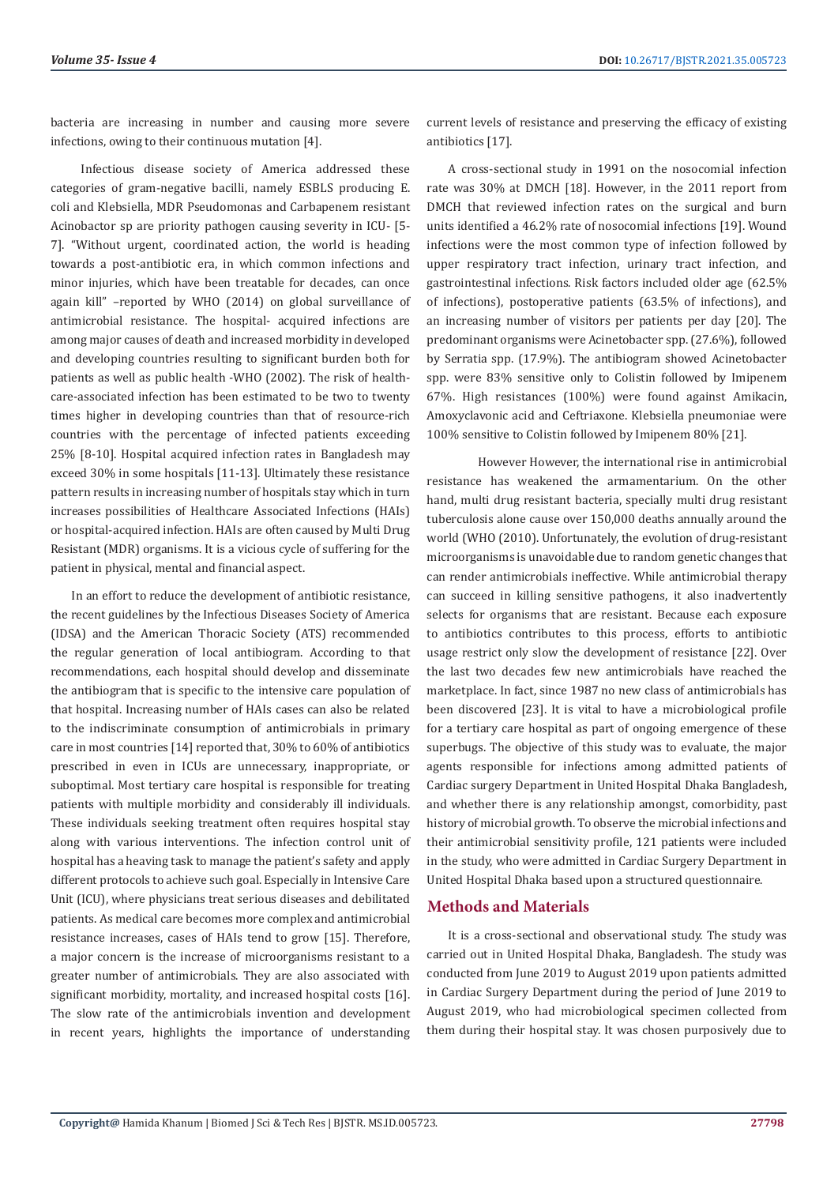bacteria are increasing in number and causing more severe infections, owing to their continuous mutation [4].

Infectious disease society of America addressed these categories of gram-negative bacilli, namely ESBLS producing E. coli and Klebsiella, MDR Pseudomonas and Carbapenem resistant Acinobactor sp are priority pathogen causing severity in ICU- [5-7]. "Without urgent, coordinated action, the world is heading towards a post-antibiotic era, in which common infections and minor injuries, which have been treatable for decades, can once again kill" –reported by WHO (2014) on global surveillance of antimicrobial resistance. The hospital- acquired infections are among major causes of death and increased morbidity in developed and developing countries resulting to significant burden both for patients as well as public health -WHO (2002). The risk of health-care-associated infection has been estimated to be two to twenty times higher in developing countries than that of resource-rich countries with the percentage of infected patients exceeding 25% [8-10]. Hospital acquired infection rates in Bangladesh may exceed 30% in some hospitals [11-13]. Ultimately these resistance pattern results in increasing number of hospitals stay which in turn increases possibilities of Healthcare Associated Infections (HAIs) or hospital-acquired infection. HAIs are often caused by Multi Drug Resistant (MDR) organisms. It is a vicious cycle of suffering for the patient in physical, mental and financial aspect.

In an effort to reduce the development of antibiotic resistance, the recent guidelines by the Infectious Diseases Society of America (IDSA) and the American Thoracic Society (ATS) recommended the regular generation of local antibiogram. According to that recommendations, each hospital should develop and disseminate the antibiogram that is specific to the intensive care population of that hospital. Increasing number of HAIs cases can also be related to the indiscriminate consumption of antimicrobials in primary care in most countries [14] reported that, 30% to 60% of antibiotics prescribed in even in ICUs are unnecessary, inappropriate, or suboptimal. Most tertiary care hospital is responsible for treating patients with multiple morbidity and considerably ill individuals. These individuals seeking treatment often requires hospital stay along with various interventions. The infection control unit of hospital has a heaving task to manage the patient's safety and apply different protocols to achieve such goal. Especially in Intensive Care Unit (ICU), where physicians treat serious diseases and debilitated patients. As medical care becomes more complex and antimicrobial resistance increases, cases of HAIs tend to grow [15]. Therefore, a major concern is the increase of microorganisms resistant to a greater number of antimicrobials. They are also associated with significant morbidity, mortality, and increased hospital costs [16]. The slow rate of the antimicrobials invention and development in recent years, highlights the importance of understanding current levels of resistance and preserving the efficacy of existing antibiotics [17].

A cross-sectional study in 1991 on the nosocomial infection rate was 30% at DMCH [18]. However, in the 2011 report from DMCH that reviewed infection rates on the surgical and burn units identified a 46.2% rate of nosocomial infections [19]. Wound infections were the most common type of infection followed by upper respiratory tract infection, urinary tract infection, and gastrointestinal infections. Risk factors included older age (62.5% of infections), postoperative patients (63.5% of infections), and an increasing number of visitors per patients per day [20]. The predominant organisms were Acinetobacter spp. (27.6%), followed by Serratia spp. (17.9%). The antibiogram showed Acinetobacter spp. were 83% sensitive only to Colistin followed by Imipenem 67%. High resistances (100%) were found against Amikacin, Amoxyclavonic acid and Ceftriaxone. Klebsiella pneumoniae were 100% sensitive to Colistin followed by Imipenem 80% [21].

However However, the international rise in antimicrobial resistance has weakened the armamentarium. On the other hand, multi drug resistant bacteria, specially multi drug resistant tuberculosis alone cause over 150,000 deaths annually around the world (WHO (2010). Unfortunately, the evolution of drug-resistant microorganisms is unavoidable due to random genetic changes that can render antimicrobials ineffective. While antimicrobial therapy can succeed in killing sensitive pathogens, it also inadvertently selects for organisms that are resistant. Because each exposure to antibiotics contributes to this process, efforts to antibiotic usage restrict only slow the development of resistance [22]. Over the last two decades few new antimicrobials have reached the marketplace. In fact, since 1987 no new class of antimicrobials has been discovered [23]. It is vital to have a microbiological profile for a tertiary care hospital as part of ongoing emergence of these superbugs. The objective of this study was to evaluate, the major agents responsible for infections among admitted patients of Cardiac surgery Department in United Hospital Dhaka Bangladesh, and whether there is any relationship amongst, comorbidity, past history of microbial growth. To observe the microbial infections and their antimicrobial sensitivity profile, 121 patients were included in the study, who were admitted in Cardiac Surgery Department in United Hospital Dhaka based upon a structured questionnaire.

## Methods and Materials

It is a cross-sectional and observational study. The study was carried out in United Hospital Dhaka, Bangladesh. The study was conducted from June 2019 to August 2019 upon patients admitted in Cardiac Surgery Department during the period of June 2019 to August 2019, who had microbiological specimen collected from them during their hospital stay. It was chosen purposively due to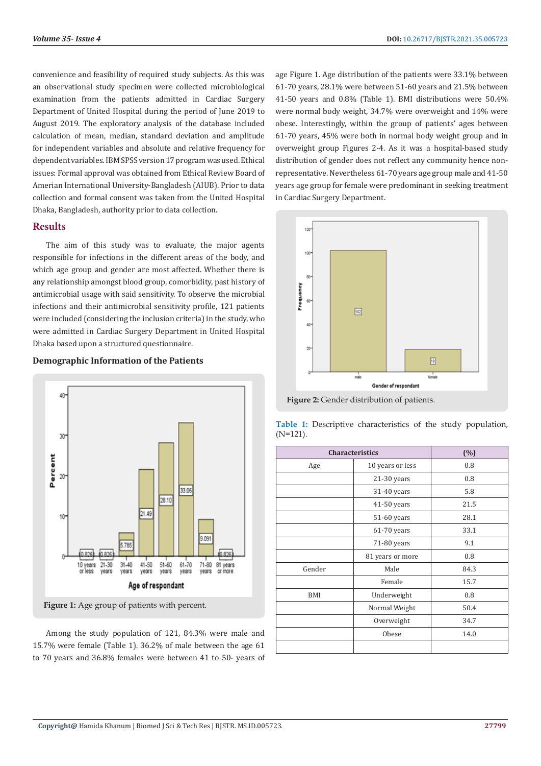convenience and feasibility of required study subjects. As this was an observational study specimen were collected microbiological examination from the patients admitted in Cardiac Surgery Department of United Hospital during the period of June 2019 to August 2019. The exploratory analysis of the database included calculation of mean, median, standard deviation and amplitude for independent variables and absolute and relative frequency for dependent variables. IBM SPSS version 17 program was used. Ethical issues: Formal approval was obtained from Ethical Review Board of Amerian International University-Bangladesh (AIUB). Prior to data collection and formal consent was taken from the United Hospital Dhaka, Bangladesh, authority prior to data collection.

## Results

The aim of this study was to evaluate, the major agents responsible for infections in the different areas of the body, and which age group and gender are most affected. Whether there is any relationship amongst blood group, comorbidity, past history of antimicrobial usage with said sensitivity. To observe the microbial infections and their antimicrobial sensitivity profile, 121 patients were included (considering the inclusion criteria) in the study, who were admitted in Cardiac Surgery Department in United Hospital Dhaka based upon a structured questionnaire.

### Demographic Information of the Patients

**Figure 1:** Age group of patients with percent.

Among the study population of 121, 84.3% were male and 15.7% were female (Table 1). 36.2% of male between the age 61 to 70 years and 36.8% females were between 41 to 50- years of age Figure 1. Age distribution of the patients were 33.1% between 61-70 years, 28.1% were between 51-60 years and 21.5% between 41-50 years and 0.8% (Table 1). BMI distributions were 50.4% were normal body weight, 34.7% were overweight and 14% were obese. Interestingly, within the group of patients' ages between 61-70 years, 45% were both in normal body weight group and in overweight group Figures 2-4. As it was a hospital-based study distribution of gender does not reflect any community hence non-representative. Nevertheless 61-70 years age group male and 41-50 years age group for female were predominant in seeking treatment in Cardiac Surgery Department.

**Figure 2:** Gender distribution of patients.

**Table 1:** Descriptive characteristics of the study population, (N=121).

| Characteristics | | (%) |
|---|---|---|
| Age | 10 years or less | 0.8 |
| | 21-30 years | 0.8 |
| | 31-40 years | 5.8 |
| | 41-50 years | 21.5 |
| | 51-60 years | 28.1 |
| | 61-70 years | 33.1 |
| | 71-80 years | 9.1 |
| | 81 years or more | 0.8 |
| Gender | Male | 84.3 |
| | Female | 15.7 |
| BMI | Underweight | 0.8 |
| | Normal Weight | 50.4 |
| | Overweight | 34.7 |
| | Obese | 14.0 |
| | | |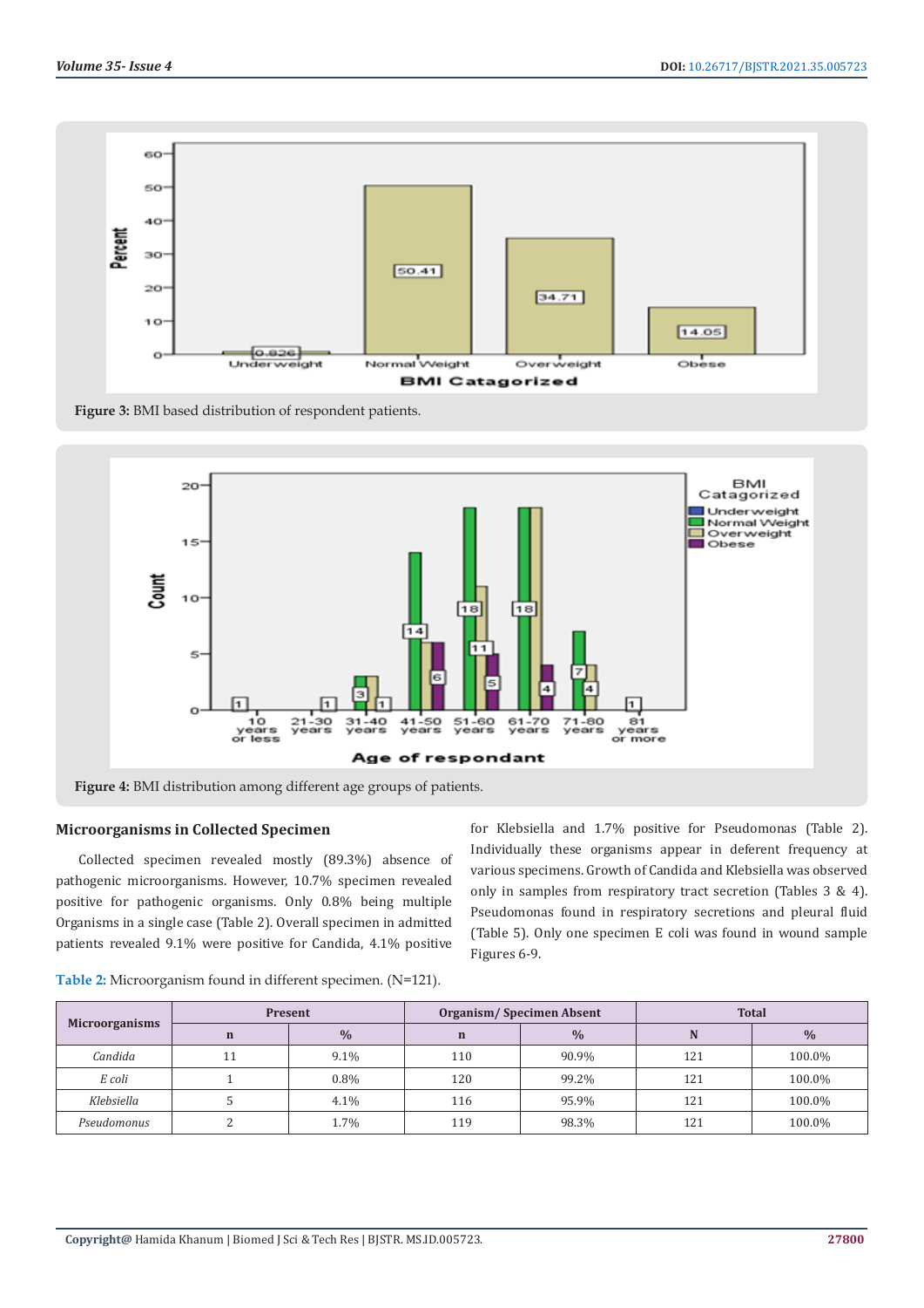Figure 3: BMI based distribution of respondent patients.

Figure 4: BMI distribution among different age groups of patients.

### Microorganisms in Collected Specimen

Collected specimen revealed mostly (89.3%) absence of pathogenic microorganisms. However, 10.7% specimen revealed positive for pathogenic organisms. Only 0.8% being multiple Organisms in a single case (Table 2). Overall specimen in admitted patients revealed 9.1% were positive for Candida, 4.1% positive for Klebsiella and 1.7% positive for Pseudomonas (Table 2). Individually these organisms appear in deferent frequency at various specimens. Growth of Candida and Klebsiella was observed only in samples from respiratory tract secretion (Tables 3 & 4). Pseudomonas found in respiratory secretions and pleural fluid (Table 5). Only one specimen E coli was found in wound sample Figures 6-9.

**Table 2:** Microorganism found in different specimen. (N=121).

| Microorganisms | Present | | Organism/ Specimen Absent | | Total | |
|---|---|---|---|---|---|---|
| | n | % | n | % | N | % |
| *Candida* | 11 | 9.1% | 110 | 90.9% | 121 | 100.0% |
| *E coli* | 1 | 0.8% | 120 | 99.2% | 121 | 100.0% |
| *Klebsiella* | 5 | 4.1% | 116 | 95.9% | 121 | 100.0% |
| *Pseudomonus* | 2 | 1.7% | 119 | 98.3% | 121 | 100.0% |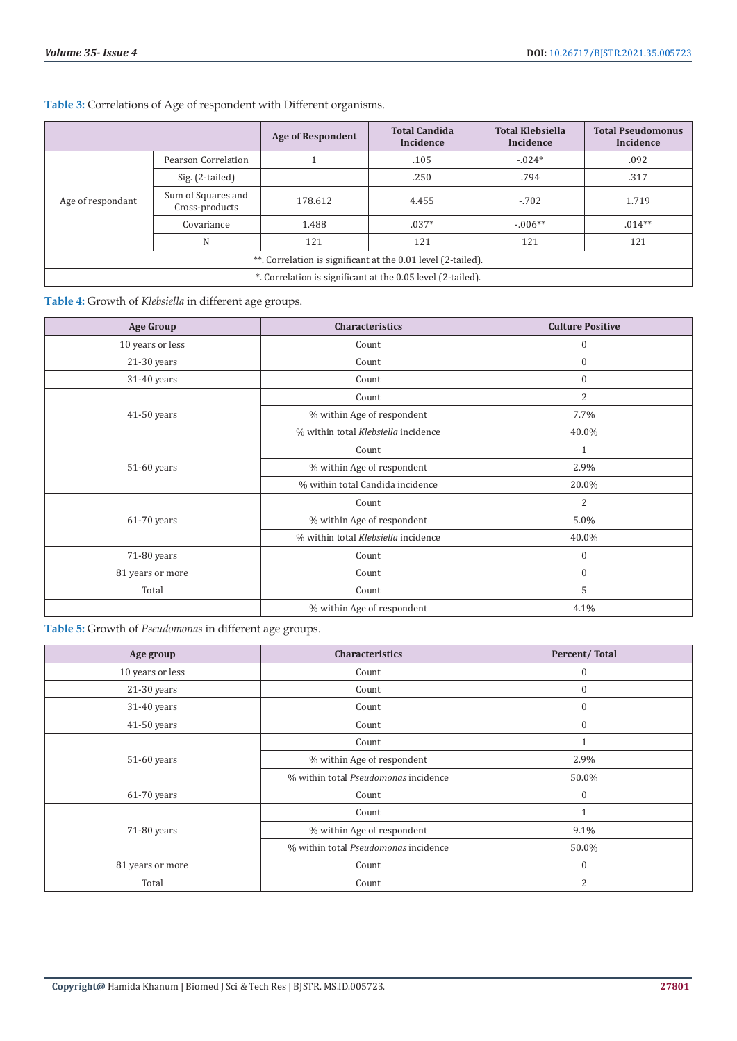**Table 3:** Correlations of Age of respondent with Different organisms.

| | | Age of Respondent | Total Candida Incidence | Total Klebsiella Incidence | Total Pseudomonus Incidence |
|---|---|---|---|---|---|
| Age of respondant | Pearson Correlation | 1 | .105 | -.024* | .092 |
| | Sig. (2-tailed) | | .250 | .794 | .317 |
| | Sum of Squares and Cross-products | 178.612 | 4.455 | -.702 | 1.719 |
| | Covariance | 1.488 | .037* | -.006** | .014** |
| | N | 121 | 121 | 121 | 121 |
| **. Correlation is significant at the 0.01 level (2-tailed). | | | | | |
| *. Correlation is significant at the 0.05 level (2-tailed). | | | | | |

**Table 4:** Growth of *Klebsiella* in different age groups.

| Age Group | Characteristics | Culture Positive |
|---|---|---|
| 10 years or less | Count | 0 |
| 21-30 years | Count | 0 |
| 31-40 years | Count | 0 |
| 41-50 years | Count | 2 |
| | % within Age of respondent | 7.7% |
| | % within total *Klebsiella* incidence | 40.0% |
| 51-60 years | Count | 1 |
| | % within Age of respondent | 2.9% |
| | % within total Candida incidence | 20.0% |
| 61-70 years | Count | 2 |
| | % within Age of respondent | 5.0% |
| | % within total *Klebsiella* incidence | 40.0% |
| 71-80 years | Count | 0 |
| 81 years or more | Count | 0 |
| Total | Count | 5 |
| | % within Age of respondent | 4.1% |

**Table 5:** Growth of *Pseudomonas* in different age groups.

| Age group | Characteristics | Percent/ Total |
|---|---|---|
| 10 years or less | Count | 0 |
| 21-30 years | Count | 0 |
| 31-40 years | Count | 0 |
| 41-50 years | Count | 0 |
| 51-60 years | Count | 1 |
| | % within Age of respondent | 2.9% |
| | % within total *Pseudomonas* incidence | 50.0% |
| 61-70 years | Count | 0 |
| 71-80 years | Count | 1 |
| | % within Age of respondent | 9.1% |
| | % within total *Pseudomonas* incidence | 50.0% |
| 81 years or more | Count | 0 |
| Total | Count | 2 |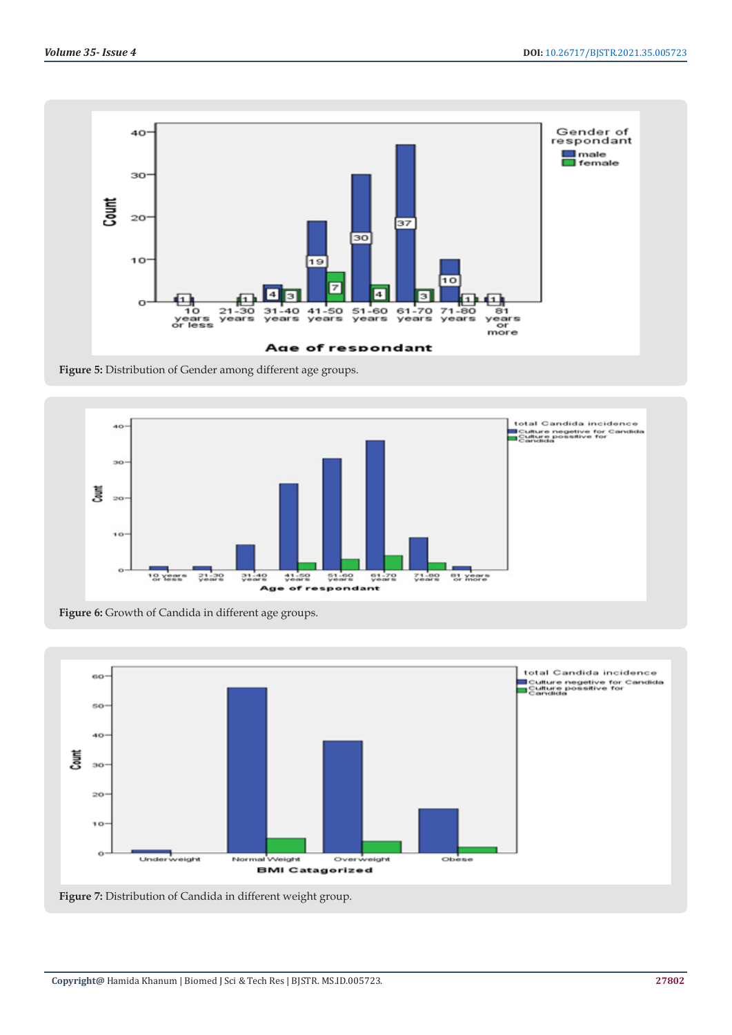Figure 5: Distribution of Gender among different age groups.

Figure 6: Growth of Candida in different age groups.

Figure 7: Distribution of Candida in different weight group.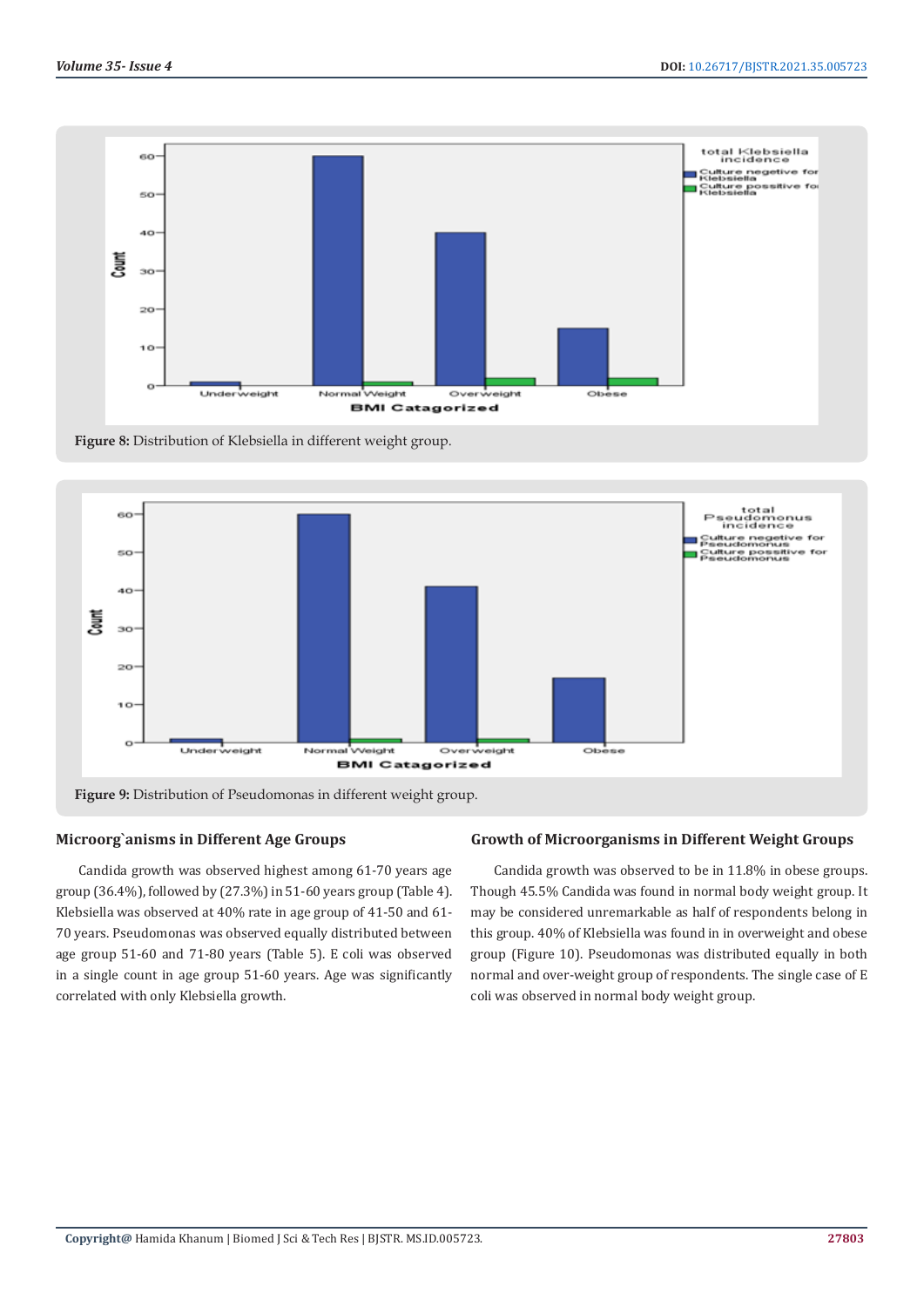Figure 8: Distribution of Klebsiella in different weight group.

Figure 9: Distribution of Pseudomonas in different weight group.

### Microorg`anisms in Different Age Groups

Candida growth was observed highest among 61-70 years age group (36.4%), followed by (27.3%) in 51-60 years group (Table 4). Klebsiella was observed at 40% rate in age group of 41-50 and 61-70 years. Pseudomonas was observed equally distributed between age group 51-60 and 71-80 years (Table 5). E coli was observed in a single count in age group 51-60 years. Age was significantly correlated with only Klebsiella growth.

### Growth of Microorganisms in Different Weight Groups

Candida growth was observed to be in 11.8% in obese groups. Though 45.5% Candida was found in normal body weight group. It may be considered unremarkable as half of respondents belong in this group. 40% of Klebsiella was found in in overweight and obese group (Figure 10). Pseudomonas was distributed equally in both normal and over-weight group of respondents. The single case of E coli was observed in normal body weight group.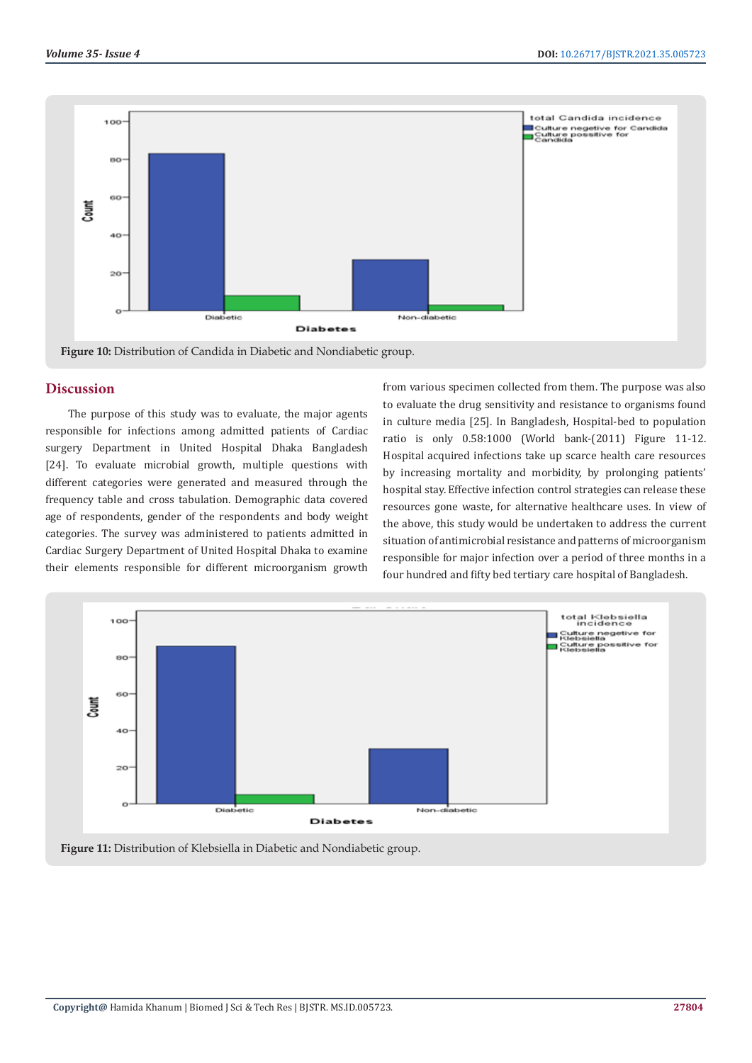Figure 10: Distribution of Candida in Diabetic and Nondiabetic group.

## Discussion

The purpose of this study was to evaluate, the major agents responsible for infections among admitted patients of Cardiac surgery Department in United Hospital Dhaka Bangladesh [24]. To evaluate microbial growth, multiple questions with different categories were generated and measured through the frequency table and cross tabulation. Demographic data covered age of respondents, gender of the respondents and body weight categories. The survey was administered to patients admitted in Cardiac Surgery Department of United Hospital Dhaka to examine their elements responsible for different microorganism growth from various specimen collected from them. The purpose was also to evaluate the drug sensitivity and resistance to organisms found in culture media [25]. In Bangladesh, Hospital-bed to population ratio is only 0.58:1000 (World bank-(2011) Figure 11-12. Hospital acquired infections take up scarce health care resources by increasing mortality and morbidity, by prolonging patients' hospital stay. Effective infection control strategies can release these resources gone waste, for alternative healthcare uses. In view of the above, this study would be undertaken to address the current situation of antimicrobial resistance and patterns of microorganism responsible for major infection over a period of three months in a four hundred and fifty bed tertiary care hospital of Bangladesh.

Figure 11: Distribution of Klebsiella in Diabetic and Nondiabetic group.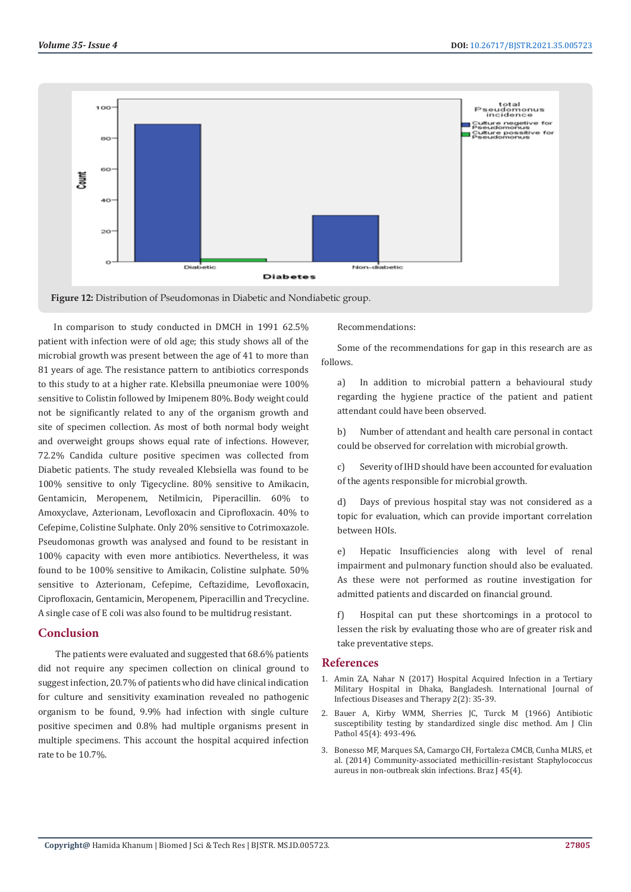Figure 12: Distribution of Pseudomonas in Diabetic and Nondiabetic group.

In comparison to study conducted in DMCH in 1991 62.5% patient with infection were of old age; this study shows all of the microbial growth was present between the age of 41 to more than 81 years of age. The resistance pattern to antibiotics corresponds to this study to at a higher rate. Klebsilla pneumoniae were 100% sensitive to Colistin followed by Imipenem 80%. Body weight could not be significantly related to any of the organism growth and site of specimen collection. As most of both normal body weight and overweight groups shows equal rate of infections. However, 72.2% Candida culture positive specimen was collected from Diabetic patients. The study revealed Klebsiella was found to be 100% sensitive to only Tigecycline. 80% sensitive to Amikacin, Gentamicin, Meropenem, Netilmicin, Piperacillin. 60% to Amoxyclave, Azterionam, Levofloxacin and Ciprofloxacin. 40% to Cefepime, Colistine Sulphate. Only 20% sensitive to Cotrimoxazole. Pseudomonas growth was analysed and found to be resistant in 100% capacity with even more antibiotics. Nevertheless, it was found to be 100% sensitive to Amikacin, Colistine sulphate. 50% sensitive to Azterionam, Cefepime, Ceftazidime, Levofloxacin, Ciprofloxacin, Gentamicin, Meropenem, Piperacillin and Trecycline. A single case of E coli was also found to be multidrug resistant.

## Conclusion

The patients were evaluated and suggested that 68.6% patients did not require any specimen collection on clinical ground to suggest infection, 20.7% of patients who did have clinical indication for culture and sensitivity examination revealed no pathogenic organism to be found, 9.9% had infection with single culture positive specimen and 0.8% had multiple organisms present in multiple specimens. This account the hospital acquired infection rate to be 10.7%.

Recommendations:

Some of the recommendations for gap in this research are as follows.

a) In addition to microbial pattern a behavioural study regarding the hygiene practice of the patient and patient attendant could have been observed.

b) Number of attendant and health care personal in contact could be observed for correlation with microbial growth.

c) Severity of IHD should have been accounted for evaluation of the agents responsible for microbial growth.

d) Days of previous hospital stay was not considered as a topic for evaluation, which can provide important correlation between HOIs.

e) Hepatic Insufficiencies along with level of renal impairment and pulmonary function should also be evaluated. As these were not performed as routine investigation for admitted patients and discarded on financial ground.

f) Hospital can put these shortcomings in a protocol to lessen the risk by evaluating those who are of greater risk and take preventative steps.

## References

1. Amin ZA, Nahar N (2017) Hospital Acquired Infection in a Tertiary Military Hospital in Dhaka, Bangladesh. International Journal of Infectious Diseases and Therapy 2(2): 35-39.
2. Bauer A, Kirby WMM, Sherries JC, Turck M (1966) Antibiotic susceptibility testing by standardized single disc method. Am J Clin Pathol 45(4): 493-496.
3. Bonesso MF, Marques SA, Camargo CH, Fortaleza CMCB, Cunha MLRS, et al. (2014) Community-associated methicillin-resistant Staphylococcus aureus in non-outbreak skin infections. Braz J 45(4).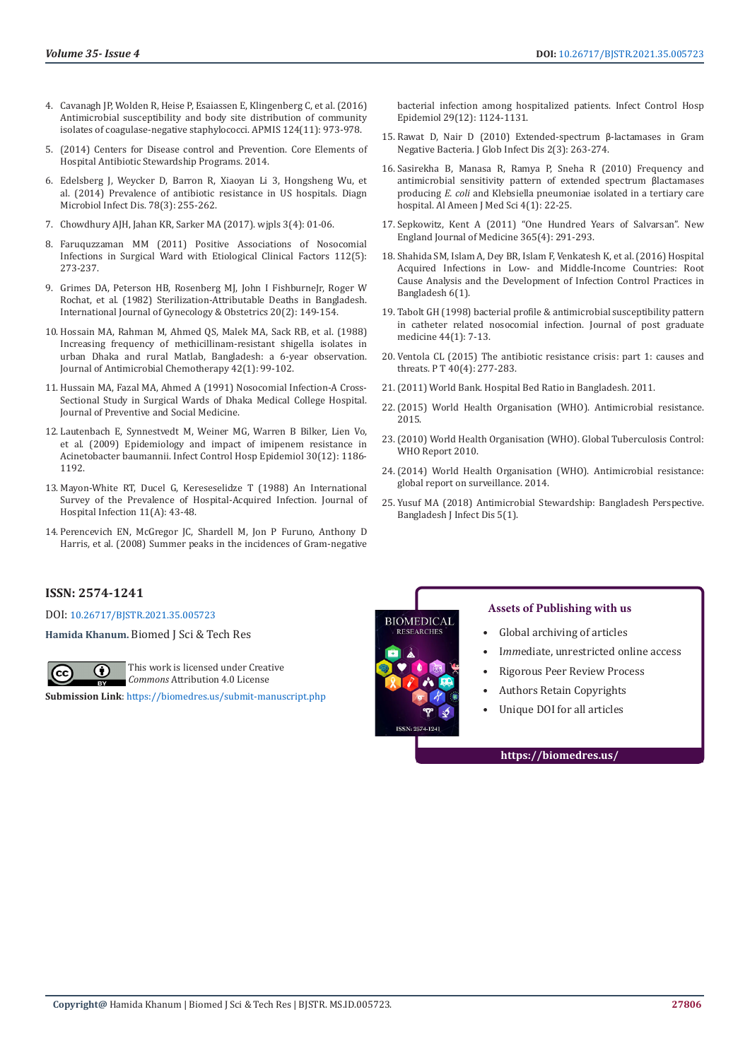4. Cavanagh JP, Wolden R, Heise P, Esaiassen E, Klingenberg C, et al. (2016) Antimicrobial susceptibility and body site distribution of community isolates of coagulase-negative staphylococci. APMIS 124(11): 973-978.

5. (2014) Centers for Disease control and Prevention. Core Elements of Hospital Antibiotic Stewardship Programs. 2014.

6. Edelsberg J, Weycker D, Barron R, Xiaoyan Li 3, Hongsheng Wu, et al. (2014) Prevalence of antibiotic resistance in US hospitals. Diagn Microbiol Infect Dis. 78(3): 255-262.

7. Chowdhury AJH, Jahan KR, Sarker MA (2017). wjpls 3(4): 01-06.

8. Faruquzzaman MM (2011) Positive Associations of Nosocomial Infections in Surgical Ward with Etiological Clinical Factors 112(5): 273-237.

9. Grimes DA, Peterson HB, Rosenberg MJ, John I FishburneJr, Roger W Rochat, et al. (1982) Sterilization-Attributable Deaths in Bangladesh. International Journal of Gynecology & Obstetrics 20(2): 149-154.

10. Hossain MA, Rahman M, Ahmed QS, Malek MA, Sack RB, et al. (1988) Increasing frequency of methicillinam-resistant shigella isolates in urban Dhaka and rural Matlab, Bangladesh: a 6-year observation. Journal of Antimicrobial Chemotherapy 42(1): 99-102.

11. Hussain MA, Fazal MA, Ahmed A (1991) Nosocomial Infection-A Cross-Sectional Study in Surgical Wards of Dhaka Medical College Hospital. Journal of Preventive and Social Medicine.

12. Lautenbach E, Synnestvedt M, Weiner MG, Warren B Bilker, Lien Vo, et al. (2009) Epidemiology and impact of imipenem resistance in Acinetobacter baumannii. Infect Control Hosp Epidemiol 30(12): 1186-1192.

13. Mayon-White RT, Ducel G, Kereseselidze T (1988) An International Survey of the Prevalence of Hospital-Acquired Infection. Journal of Hospital Infection 11(A): 43-48.

14. Perencevich EN, McGregor JC, Shardell M, Jon P Furuno, Anthony D Harris, et al. (2008) Summer peaks in the incidences of Gram-negative bacterial infection among hospitalized patients. Infect Control Hosp Epidemiol 29(12): 1124-1131.

15. Rawat D, Nair D (2010) Extended-spectrum β-lactamases in Gram Negative Bacteria. J Glob Infect Dis 2(3): 263-274.

16. Sasirekha B, Manasa R, Ramya P, Sneha R (2010) Frequency and antimicrobial sensitivity pattern of extended spectrum βlactamases producing *E. coli* and Klebsiella pneumoniae isolated in a tertiary care hospital. Al Ameen J Med Sci 4(1): 22-25.

17. Sepkowitz, Kent A (2011) "One Hundred Years of Salvarsan". New England Journal of Medicine 365(4): 291-293.

18. Shahida SM, Islam A, Dey BR, Islam F, Venkatesh K, et al. (2016) Hospital Acquired Infections in Low- and Middle-Income Countries: Root Cause Analysis and the Development of Infection Control Practices in Bangladesh 6(1).

19. Tabolt GH (1998) bacterial profile & antimicrobial susceptibility pattern in catheter related nosocomial infection. Journal of post graduate medicine 44(1): 7-13.

20. Ventola CL (2015) The antibiotic resistance crisis: part 1: causes and threats. P T 40(4): 277-283.

21. (2011) World Bank. Hospital Bed Ratio in Bangladesh. 2011.

22. (2015) World Health Organisation (WHO). Antimicrobial resistance. 2015.

23. (2010) World Health Organisation (WHO). Global Tuberculosis Control: WHO Report 2010.

24. (2014) World Health Organisation (WHO). Antimicrobial resistance: global report on surveillance. 2014.

25. Yusuf MA (2018) Antimicrobial Stewardship: Bangladesh Perspective. Bangladesh J Infect Dis 5(1).

**ISSN: 2574-1241**

DOI: 10.26717/BJSTR.2021.35.005723

**Hamida Khanum.** Biomed J Sci & Tech Res

This work is licensed under Creative *Commons* Attribution 4.0 License

**Submission Link**: https://biomedres.us/submit-manuscript.php

**Assets of Publishing with us**

- Global archiving of articles
- Immediate, unrestricted online access
- Rigorous Peer Review Process
- Authors Retain Copyrights
- Unique DOI for all articles

**https://biomedres.us/**